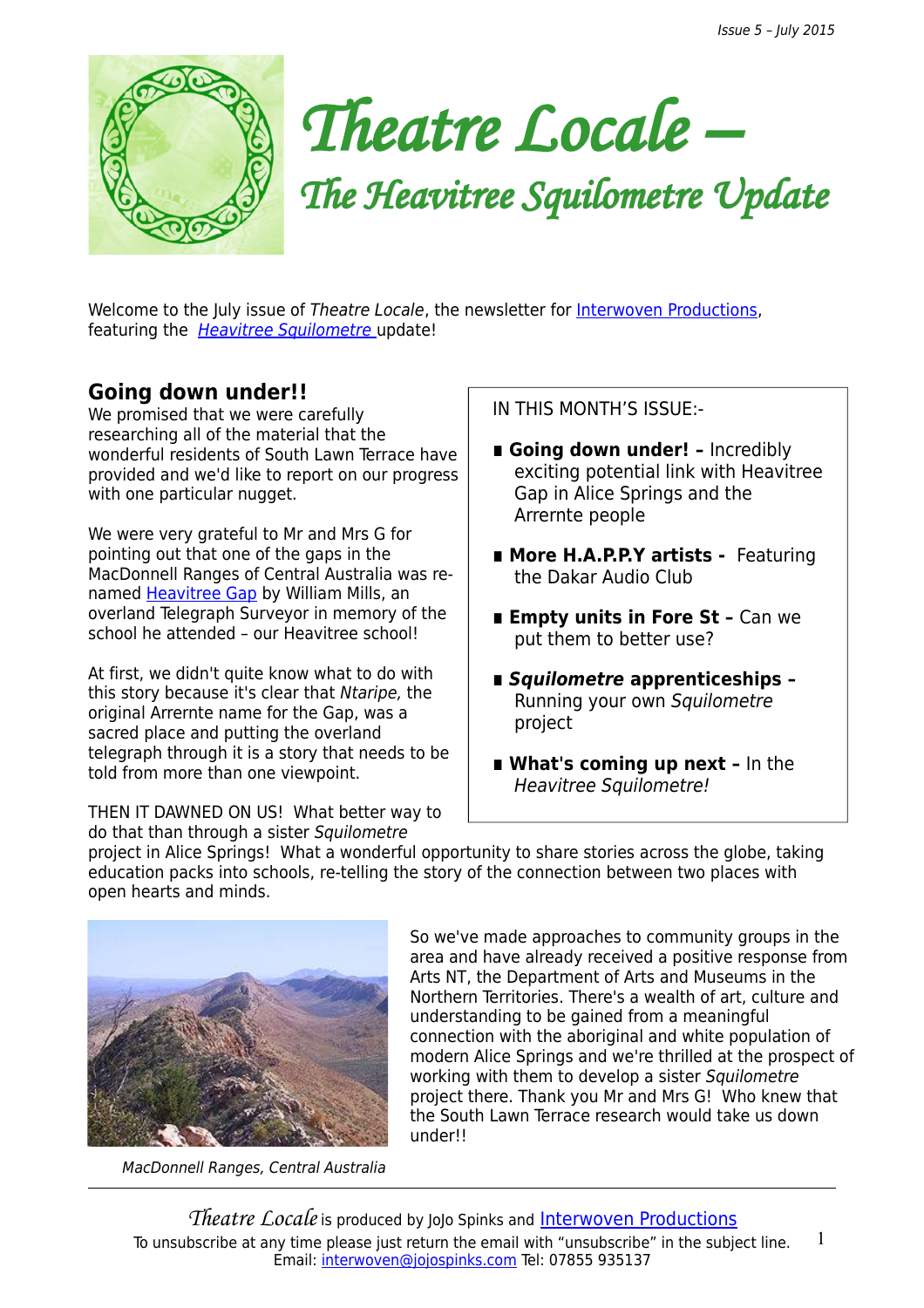Issue 5 – July 2015

# *Theatre Locale –*

## *The Heavitree Squilometre Update*

Welcome to the July issue of *Theatre Locale*, the newsletter for Interwoven Productions, featuring the *Heavitree Squilometre* update!

IN THIS MONTH'S ISSUE:-

- **Going down under! –** Incredibly exciting potential link with Heavitree Gap in Alice Springs and the Arrernte people
- **More H.A.P.P.Y artists -** Featuring the Dakar Audio Club
- **Empty units in Fore St –** Can we put them to better use?
- ***Squilometre* apprenticeships –** Running your own *Squilometre* project
- **What's coming up next –** In the *Heavitree Squilometre!*

## Going down under!!

We promised that we were carefully researching all of the material that the wonderful residents of South Lawn Terrace have provided and we'd like to report on our progress with one particular nugget.

We were very grateful to Mr and Mrs G for pointing out that one of the gaps in the MacDonnell Ranges of Central Australia was re-named Heavitree Gap by William Mills, an overland Telegraph Surveyor in memory of the school he attended – our Heavitree school!

At first, we didn't quite know what to do with this story because it's clear that *Ntaripe,* the original Arrernte name for the Gap, was a sacred place and putting the overland telegraph through it is a story that needs to be told from more than one viewpoint.

THEN IT DAWNED ON US! What better way to do that than through a sister *Squilometre* project in Alice Springs! What a wonderful opportunity to share stories across the globe, taking education packs into schools, re-telling the story of the connection between two places with open hearts and minds.

*MacDonnell Ranges, Central Australia*

So we've made approaches to community groups in the area and have already received a positive response from Arts NT, the Department of Arts and Museums in the Northern Territories. There's a wealth of art, culture and understanding to be gained from a meaningful connection with the aboriginal and white population of modern Alice Springs and we're thrilled at the prospect of working with them to develop a sister *Squilometre* project there. Thank you Mr and Mrs G! Who knew that the South Lawn Terrace research would take us down under!!

---

*Theatre Locale* is produced by JoJo Spinks and Interwoven Productions

To unsubscribe at any time please just return the email with "unsubscribe" in the subject line.
Email: interwoven@jojospinks.com Tel: 07855 935137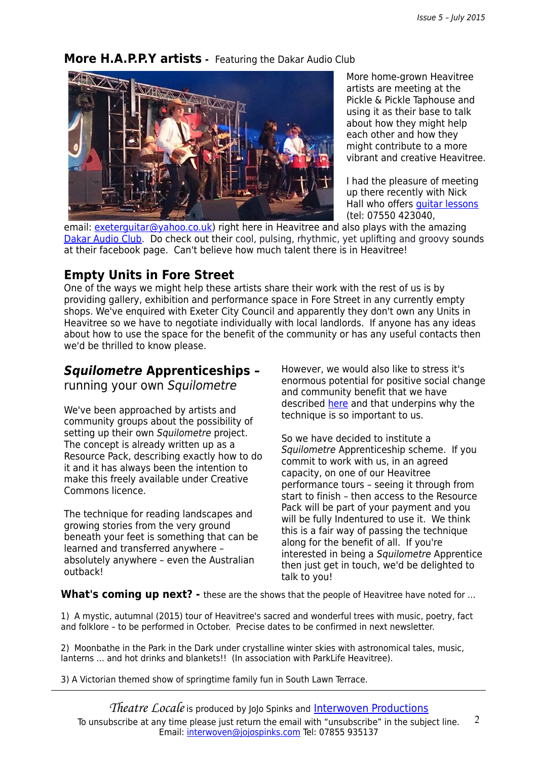## More H.A.P.P.Y artists - Featuring the Dakar Audio Club

More home-grown Heavitree artists are meeting at the Pickle & Pickle Taphouse and using it as their base to talk about how they might help each other and how they might contribute to a more vibrant and creative Heavitree.

I had the pleasure of meeting up there recently with Nick Hall who offers guitar lessons (tel: 07550 423040, email: exeterguitar@yahoo.co.uk) right here in Heavitree and also plays with the amazing Dakar Audio Club. Do check out their cool, pulsing, rhythmic, yet uplifting and groovy sounds at their facebook page. Can't believe how much talent there is in Heavitree!

## Empty Units in Fore Street

One of the ways we might help these artists share their work with the rest of us is by providing gallery, exhibition and performance space in Fore Street in any currently empty shops. We've enquired with Exeter City Council and apparently they don't own any Units in Heavitree so we have to negotiate individually with local landlords. If anyone has any ideas about how to use the space for the benefit of the community or has any useful contacts then we'd be thrilled to know please.

## *Squilometre* Apprenticeships – running your own *Squilometre*

We've been approached by artists and community groups about the possibility of setting up their own *Squilometre* project. The concept is already written up as a Resource Pack, describing exactly how to do it and has always been the intention to make this freely available under Creative Commons licence.

The technique for reading landscapes and growing stories from the very ground beneath your feet is something that can be learned and transferred anywhere – absolutely anywhere – even the Australian outback!

However, we would also like to stress it's enormous potential for positive social change and community benefit that we have described here and that underpins why the technique is so important to us.

So we have decided to institute a *Squilometre* Apprenticeship scheme. If you commit to work with us, in an agreed capacity, on one of our Heavitree performance tours – seeing it through from start to finish – then access to the Resource Pack will be part of your payment and you will be fully Indentured to use it. We think this is a fair way of passing the technique along for the benefit of all. If you're interested in being a *Squilometre* Apprentice then just get in touch, we'd be delighted to talk to you!

**What's coming up next? -** these are the shows that the people of Heavitree have noted for ...

1) A mystic, autumnal (2015) tour of Heavitree's sacred and wonderful trees with music, poetry, fact and folklore – to be performed in October. Precise dates to be confirmed in next newsletter.

2) Moonbathe in the Park in the Dark under crystalline winter skies with astronomical tales, music, lanterns ... and hot drinks and blankets!! (In association with ParkLife Heavitree).

3) A Victorian themed show of springtime family fun in South Lawn Terrace.

---

*Theatre Locale* is produced by JoJo Spinks and Interwoven Productions
To unsubscribe at any time please just return the email with "unsubscribe" in the subject line.
Email: interwoven@jojospinks.com Tel: 07855 935137